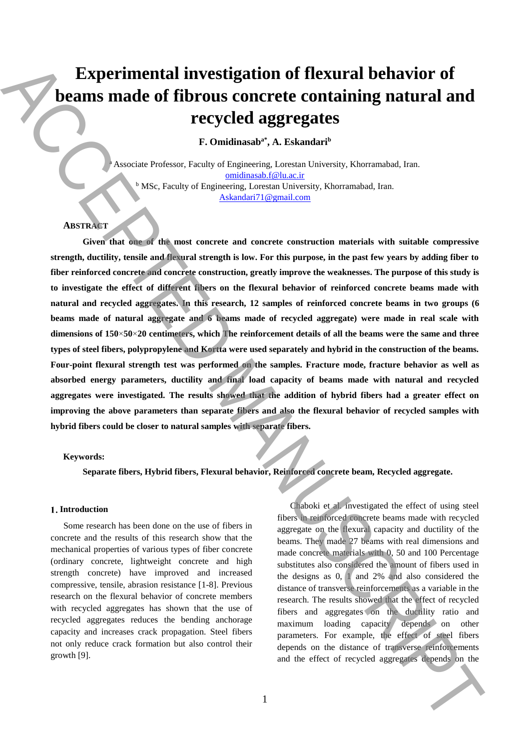# Experimental investigation of flexural behavior of beams made of fibrous concrete containing natural and recycled aggregates

**F. Omidinasab[a*], A. Eskandari[b]**

[a] Associate Professor, Faculty of Engineering, Lorestan University, Khorramabad, Iran.
omidinasab.f@lu.ac.ir
[b] MSc, Faculty of Engineering, Lorestan University, Khorramabad, Iran.
Askandari71@gmail.com

## ABSTRACT

**Given that one of the most concrete and concrete construction materials with suitable compressive strength, ductility, tensile and flexural strength is low. For this purpose, in the past few years by adding fiber to fiber reinforced concrete and concrete construction, greatly improve the weaknesses. The purpose of this study is to investigate the effect of different fibers on the flexural behavior of reinforced concrete beams made with natural and recycled aggregates. In this research, 12 samples of reinforced concrete beams in two groups (6 beams made of natural aggregate and 6 beams made of recycled aggregate) were made in real scale with dimensions of 150×50×20 centimeters, which The reinforcement details of all the beams were the same and three types of steel fibers, polypropylene and Kortta were used separately and hybrid in the construction of the beams. Four-point flexural strength test was performed on the samples. Fracture mode, fracture behavior as well as absorbed energy parameters, ductility and final load capacity of beams made with natural and recycled aggregates were investigated. The results showed that the addition of hybrid fibers had a greater effect on improving the above parameters than separate fibers and also the flexural behavior of recycled samples with hybrid fibers could be closer to natural samples with separate fibers.**

**Keywords:**

**Separate fibers, Hybrid fibers, Flexural behavior, Reinforced concrete beam, Recycled aggregate.**

## 1. Introduction

Some research has been done on the use of fibers in concrete and the results of this research show that the mechanical properties of various types of fiber concrete (ordinary concrete, lightweight concrete and high strength concrete) have improved and increased compressive, tensile, abrasion resistance [1-8]. Previous research on the flexural behavior of concrete members with recycled aggregates has shown that the use of recycled aggregates reduces the bending anchorage capacity and increases crack propagation. Steel fibers not only reduce crack formation but also control their growth [9].

Chaboki et al. investigated the effect of using steel fibers in reinforced concrete beams made with recycled aggregate on the flexural capacity and ductility of the beams. They made 27 beams with real dimensions and made concrete materials with 0, 50 and 100 Percentage substitutes also considered the amount of fibers used in the designs as 0, 1 and 2% and also considered the distance of transverse reinforcements as a variable in the research. The results showed that the effect of recycled fibers and aggregates on the ductility ratio and maximum loading capacity depends on other parameters. For example, the effect of steel fibers depends on the distance of transverse reinforcements and the effect of recycled aggregates depends on the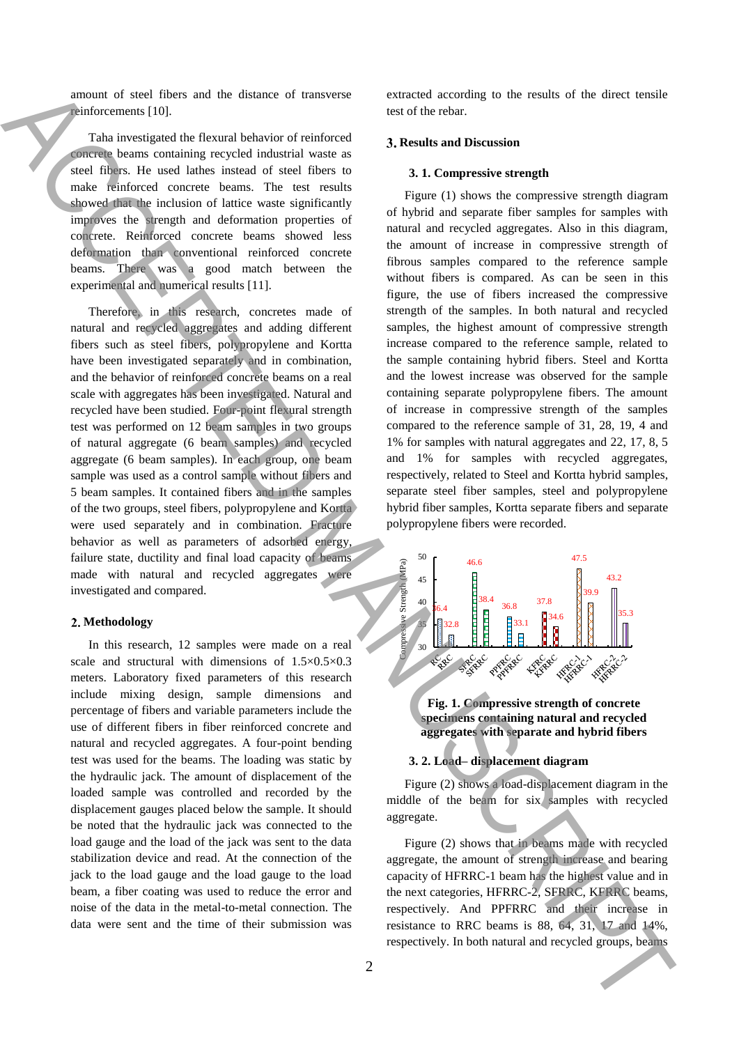amount of steel fibers and the distance of transverse reinforcements [10].

Taha investigated the flexural behavior of reinforced concrete beams containing recycled industrial waste as steel fibers. He used lathes instead of steel fibers to make reinforced concrete beams. The test results showed that the inclusion of lattice waste significantly improves the strength and deformation properties of concrete. Reinforced concrete beams showed less deformation than conventional reinforced concrete beams. There was a good match between the experimental and numerical results [11].

Therefore, in this research, concretes made of natural and recycled aggregates and adding different fibers such as steel fibers, polypropylene and Kortta have been investigated separately and in combination, and the behavior of reinforced concrete beams on a real scale with aggregates has been investigated. Natural and recycled have been studied. Four-point flexural strength test was performed on 12 beam samples in two groups of natural aggregate (6 beam samples) and recycled aggregate (6 beam samples). In each group, one beam sample was used as a control sample without fibers and 5 beam samples. It contained fibers and in the samples of the two groups, steel fibers, polypropylene and Kortta were used separately and in combination. Fracture behavior as well as parameters of adsorbed energy, failure state, ductility and final load capacity of beams made with natural and recycled aggregates were investigated and compared.

## 2. Methodology

In this research, 12 samples were made on a real scale and structural with dimensions of 1.5×0.5×0.3 meters. Laboratory fixed parameters of this research include mixing design, sample dimensions and percentage of fibers and variable parameters include the use of different fibers in fiber reinforced concrete and natural and recycled aggregates. A four-point bending test was used for the beams. The loading was static by the hydraulic jack. The amount of displacement of the loaded sample was controlled and recorded by the displacement gauges placed below the sample. It should be noted that the hydraulic jack was connected to the load gauge and the load of the jack was sent to the data stabilization device and read. At the connection of the jack to the load gauge and the load gauge to the load beam, a fiber coating was used to reduce the error and noise of the data in the metal-to-metal connection. The data were sent and the time of their submission was extracted according to the results of the direct tensile test of the rebar.

## 3. Results and Discussion

### 3. 1. Compressive strength

Figure (1) shows the compressive strength diagram of hybrid and separate fiber samples for samples with natural and recycled aggregates. Also in this diagram, the amount of increase in compressive strength of fibrous samples compared to the reference sample without fibers is compared. As can be seen in this figure, the use of fibers increased the compressive strength of the samples. In both natural and recycled samples, the highest amount of compressive strength increase compared to the reference sample, related to the sample containing hybrid fibers. Steel and Kortta and the lowest increase was observed for the sample containing separate polypropylene fibers. The amount of increase in compressive strength of the samples compared to the reference sample of 31, 28, 19, 4 and 1% for samples with natural aggregates and 22, 17, 8, 5 and 1% for samples with recycled aggregates, respectively, related to Steel and Kortta hybrid samples, separate steel fiber samples, steel and polypropylene hybrid fiber samples, Kortta separate fibers and separate polypropylene fibers were recorded.

**Fig. 1. Compressive strength of concrete specimens containing natural and recycled aggregates with separate and hybrid fibers**

### 3. 2. Load– displacement diagram

Figure (2) shows a load-displacement diagram in the middle of the beam for six samples with recycled aggregate.

Figure (2) shows that in beams made with recycled aggregate, the amount of strength increase and bearing capacity of HFRRC-1 beam has the highest value and in the next categories, HFRRC-2, SFRRC, KFRRC beams, respectively. And PPFRRC and their increase in resistance to RRC beams is 88, 64, 31, 17 and 14%, respectively. In both natural and recycled groups, beams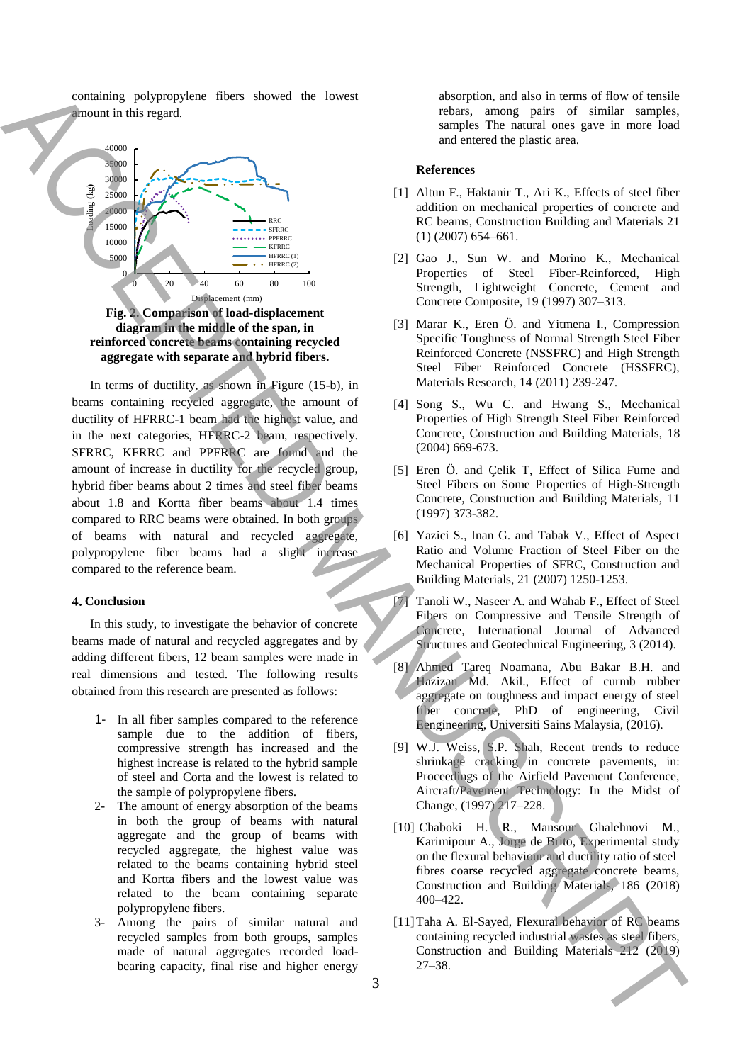containing polypropylene fibers showed the lowest amount in this regard.

40000
35000
30000
25000
20000
15000
10000
5000
0
Loading (kg)
0 20 40 60 80 100
Displacement (mm)
RRC
SFRRC
PPFRRC
KFRRC
HFRRC (1)
HFRRC (2)

**Fig. 2. Comparison of load-displacement diagram in the middle of the span, in reinforced concrete beams containing recycled aggregate with separate and hybrid fibers.**

In terms of ductility, as shown in Figure (15-b), in beams containing recycled aggregate, the amount of ductility of HFRRC-1 beam had the highest value, and in the next categories, HFRRC-2 beam, respectively. SFRRC, KFRRC and PPFRRC are found and the amount of increase in ductility for the recycled group, hybrid fiber beams about 2 times and steel fiber beams about 1.8 and Kortta fiber beams about 1.4 times compared to RRC beams were obtained. In both groups of beams with natural and recycled aggregate, polypropylene fiber beams had a slight increase compared to the reference beam.

## 4. Conclusion

In this study, to investigate the behavior of concrete beams made of natural and recycled aggregates and by adding different fibers, 12 beam samples were made in real dimensions and tested. The following results obtained from this research are presented as follows:

1- In all fiber samples compared to the reference sample due to the addition of fibers, compressive strength has increased and the highest increase is related to the hybrid sample of steel and Corta and the lowest is related to the sample of polypropylene fibers.
2- The amount of energy absorption of the beams in both the group of beams with natural aggregate and the group of beams with recycled aggregate, the highest value was related to the beams containing hybrid steel and Kortta fibers and the lowest value was related to the beam containing separate polypropylene fibers.
3- Among the pairs of similar natural and recycled samples from both groups, samples made of natural aggregates recorded load-bearing capacity, final rise and higher energy absorption, and also in terms of flow of tensile rebars, among pairs of similar samples, samples The natural ones gave in more load and entered the plastic area.

## References

[1] Altun F., Haktanir T., Ari K., Effects of steel fiber addition on mechanical properties of concrete and RC beams, Construction Building and Materials 21 (1) (2007) 654–661.

[2] Gao J., Sun W. and Morino K., Mechanical Properties of Steel Fiber-Reinforced, High Strength, Lightweight Concrete, Cement and Concrete Composite, 19 (1997) 307–313.

[3] Marar K., Eren Ö. and Yitmena I., Compression Specific Toughness of Normal Strength Steel Fiber Reinforced Concrete (NSSFRC) and High Strength Steel Fiber Reinforced Concrete (HSSFRC), Materials Research, 14 (2011) 239-247.

[4] Song S., Wu C. and Hwang S., Mechanical Properties of High Strength Steel Fiber Reinforced Concrete, Construction and Building Materials, 18 (2004) 669-673.

[5] Eren Ö. and Çelik T, Effect of Silica Fume and Steel Fibers on Some Properties of High-Strength Concrete, Construction and Building Materials, 11 (1997) 373-382.

[6] Yazici S., Inan G. and Tabak V., Effect of Aspect Ratio and Volume Fraction of Steel Fiber on the Mechanical Properties of SFRC, Construction and Building Materials, 21 (2007) 1250-1253.

[7] Tanoli W., Naseer A. and Wahab F., Effect of Steel Fibers on Compressive and Tensile Strength of Concrete, International Journal of Advanced Structures and Geotechnical Engineering, 3 (2014).

[8] Ahmed Tareq Noamana, Abu Bakar B.H. and Hazizan Md. Akil., Effect of curmb rubber aggregate on toughness and impact energy of steel fiber concrete, PhD of engineering, Civil Eengineering, Universiti Sains Malaysia, (2016).

[9] W.J. Weiss, S.P. Shah, Recent trends to reduce shrinkage cracking in concrete pavements, in: Proceedings of the Airfield Pavement Conference, Aircraft/Pavement Technology: In the Midst of Change, (1997) 217–228.

[10] Chaboki H. R., Mansour Ghalehnovi M., Karimipour A., Jorge de Brito, Experimental study on the flexural behaviour and ductility ratio of steel fibres coarse recycled aggregate concrete beams, Construction and Building Materials, 186 (2018) 400–422.

[11] Taha A. El-Sayed, Flexural behavior of RC beams containing recycled industrial wastes as steel fibers, Construction and Building Materials 212 (2019) 27–38.